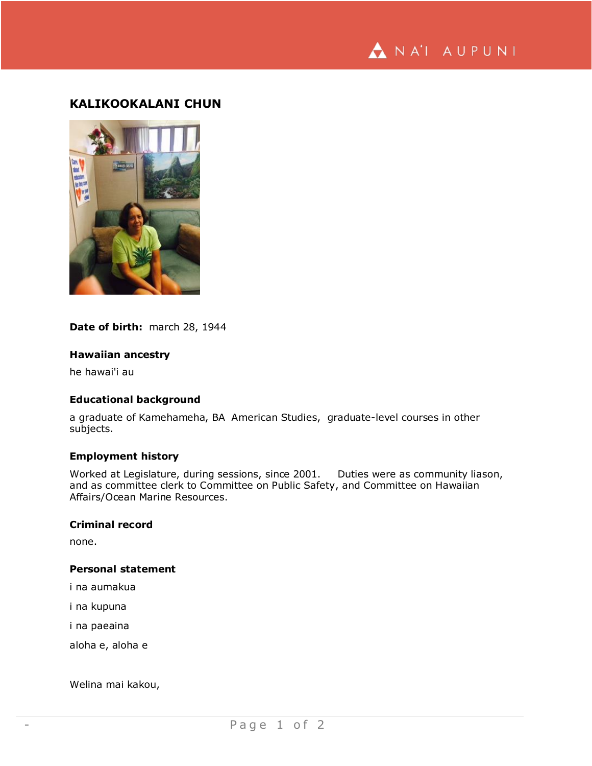# KALIKOOKALANI CHUN

**Date of birth:** march 28, 1944

### Hawaiian ancestry

he hawai'i au

### Educational background

a graduate of Kamehameha, BA American Studies, graduate-level courses in other subjects.

### Employment history

Worked at Legislature, during sessions, since 2001. Duties were as community liason, and as committee clerk to Committee on Public Safety, and Committee on Hawaiian Affairs/Ocean Marine Resources.

### Criminal record

none.

### Personal statement

i na aumakua

i na kupuna

i na paeaina

aloha e, aloha e

Welina mai kakou,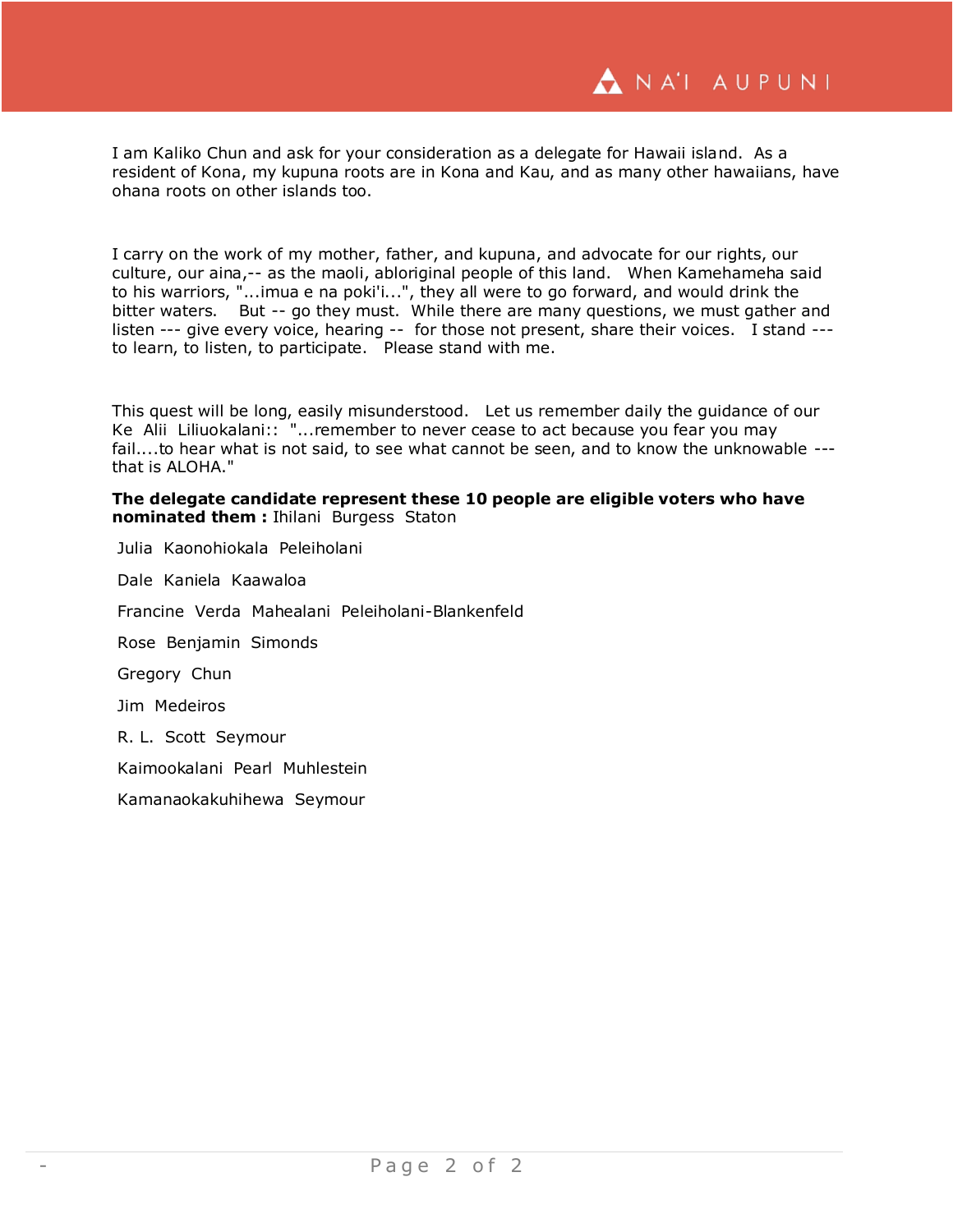I am Kaliko Chun and ask for your consideration as a delegate for Hawaii island. As a resident of Kona, my kupuna roots are in Kona and Kau, and as many other hawaiians, have ohana roots on other islands too.

I carry on the work of my mother, father, and kupuna, and advocate for our rights, our culture, our aina,-- as the maoli, abloriginal people of this land. When Kamehameha said to his warriors, "...imua e na poki'i...", they all were to go forward, and would drink the bitter waters. But -- go they must. While there are many questions, we must gather and listen --- give every voice, hearing -- for those not present, share their voices. I stand --- to learn, to listen, to participate. Please stand with me.

This quest will be long, easily misunderstood. Let us remember daily the guidance of our Ke Alii Liliuokalani:: "...remember to never cease to act because you fear you may fail....to hear what is not said, to see what cannot be seen, and to know the unknowable --- that is ALOHA."

**The delegate candidate represent these 10 people are eligible voters who have nominated them :** Ihilani Burgess Staton

Julia Kaonohiokala Peleiholani

Dale Kaniela Kaawaloa

Francine Verda Mahealani Peleiholani-Blankenfeld

Rose Benjamin Simonds

Gregory Chun

Jim Medeiros

R. L. Scott Seymour

Kaimookalani Pearl Muhlestein

Kamanaokakuhihewa Seymour